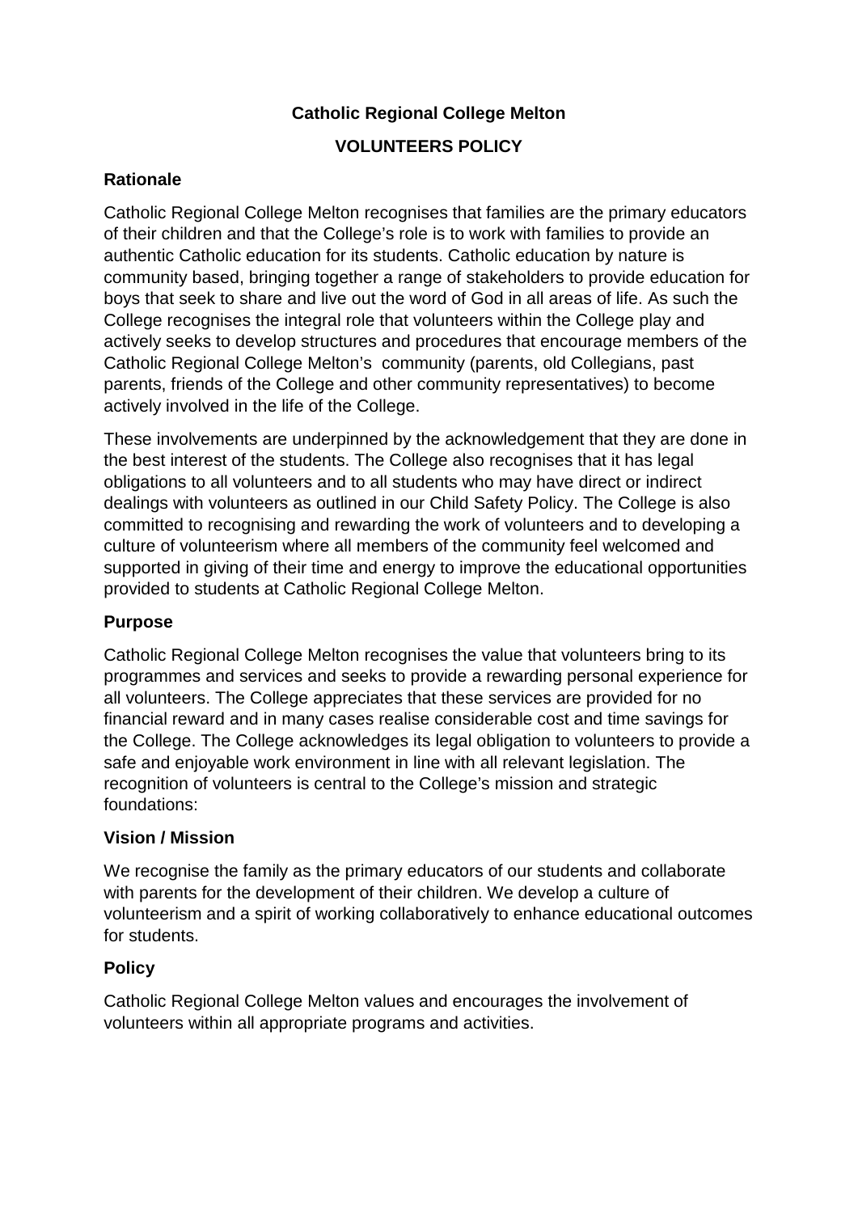# Catholic Regional College Melton

## VOLUNTEERS POLICY

### Rationale

Catholic Regional College Melton recognises that families are the primary educators of their children and that the College's role is to work with families to provide an authentic Catholic education for its students. Catholic education by nature is community based, bringing together a range of stakeholders to provide education for boys that seek to share and live out the word of God in all areas of life. As such the College recognises the integral role that volunteers within the College play and actively seeks to develop structures and procedures that encourage members of the Catholic Regional College Melton's community (parents, old Collegians, past parents, friends of the College and other community representatives) to become actively involved in the life of the College.

These involvements are underpinned by the acknowledgement that they are done in the best interest of the students. The College also recognises that it has legal obligations to all volunteers and to all students who may have direct or indirect dealings with volunteers as outlined in our Child Safety Policy. The College is also committed to recognising and rewarding the work of volunteers and to developing a culture of volunteerism where all members of the community feel welcomed and supported in giving of their time and energy to improve the educational opportunities provided to students at Catholic Regional College Melton.

### Purpose

Catholic Regional College Melton recognises the value that volunteers bring to its programmes and services and seeks to provide a rewarding personal experience for all volunteers. The College appreciates that these services are provided for no financial reward and in many cases realise considerable cost and time savings for the College. The College acknowledges its legal obligation to volunteers to provide a safe and enjoyable work environment in line with all relevant legislation. The recognition of volunteers is central to the College's mission and strategic foundations:

### Vision / Mission

We recognise the family as the primary educators of our students and collaborate with parents for the development of their children. We develop a culture of volunteerism and a spirit of working collaboratively to enhance educational outcomes for students.

### Policy

Catholic Regional College Melton values and encourages the involvement of volunteers within all appropriate programs and activities.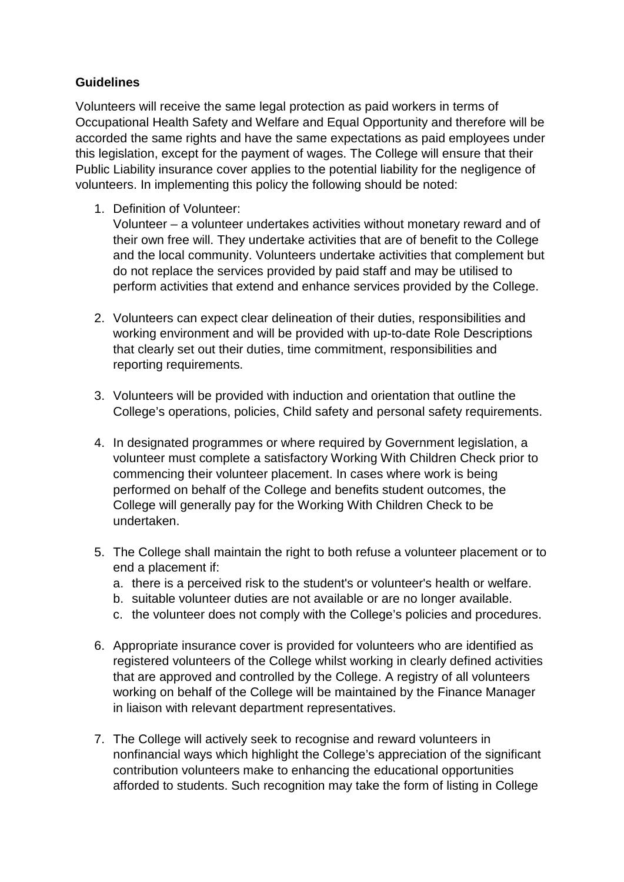**Guidelines**

Volunteers will receive the same legal protection as paid workers in terms of Occupational Health Safety and Welfare and Equal Opportunity and therefore will be accorded the same rights and have the same expectations as paid employees under this legislation, except for the payment of wages. The College will ensure that their Public Liability insurance cover applies to the potential liability for the negligence of volunteers. In implementing this policy the following should be noted:

1. Definition of Volunteer:
   Volunteer – a volunteer undertakes activities without monetary reward and of their own free will. They undertake activities that are of benefit to the College and the local community. Volunteers undertake activities that complement but do not replace the services provided by paid staff and may be utilised to perform activities that extend and enhance services provided by the College.

2. Volunteers can expect clear delineation of their duties, responsibilities and working environment and will be provided with up-to-date Role Descriptions that clearly set out their duties, time commitment, responsibilities and reporting requirements.

3. Volunteers will be provided with induction and orientation that outline the College's operations, policies, Child safety and personal safety requirements.

4. In designated programmes or where required by Government legislation, a volunteer must complete a satisfactory Working With Children Check prior to commencing their volunteer placement. In cases where work is being performed on behalf of the College and benefits student outcomes, the College will generally pay for the Working With Children Check to be undertaken.

5. The College shall maintain the right to both refuse a volunteer placement or to end a placement if:
   a. there is a perceived risk to the student's or volunteer's health or welfare.
   b. suitable volunteer duties are not available or are no longer available.
   c. the volunteer does not comply with the College's policies and procedures.

6. Appropriate insurance cover is provided for volunteers who are identified as registered volunteers of the College whilst working in clearly defined activities that are approved and controlled by the College. A registry of all volunteers working on behalf of the College will be maintained by the Finance Manager in liaison with relevant department representatives.

7. The College will actively seek to recognise and reward volunteers in nonfinancial ways which highlight the College's appreciation of the significant contribution volunteers make to enhancing the educational opportunities afforded to students. Such recognition may take the form of listing in College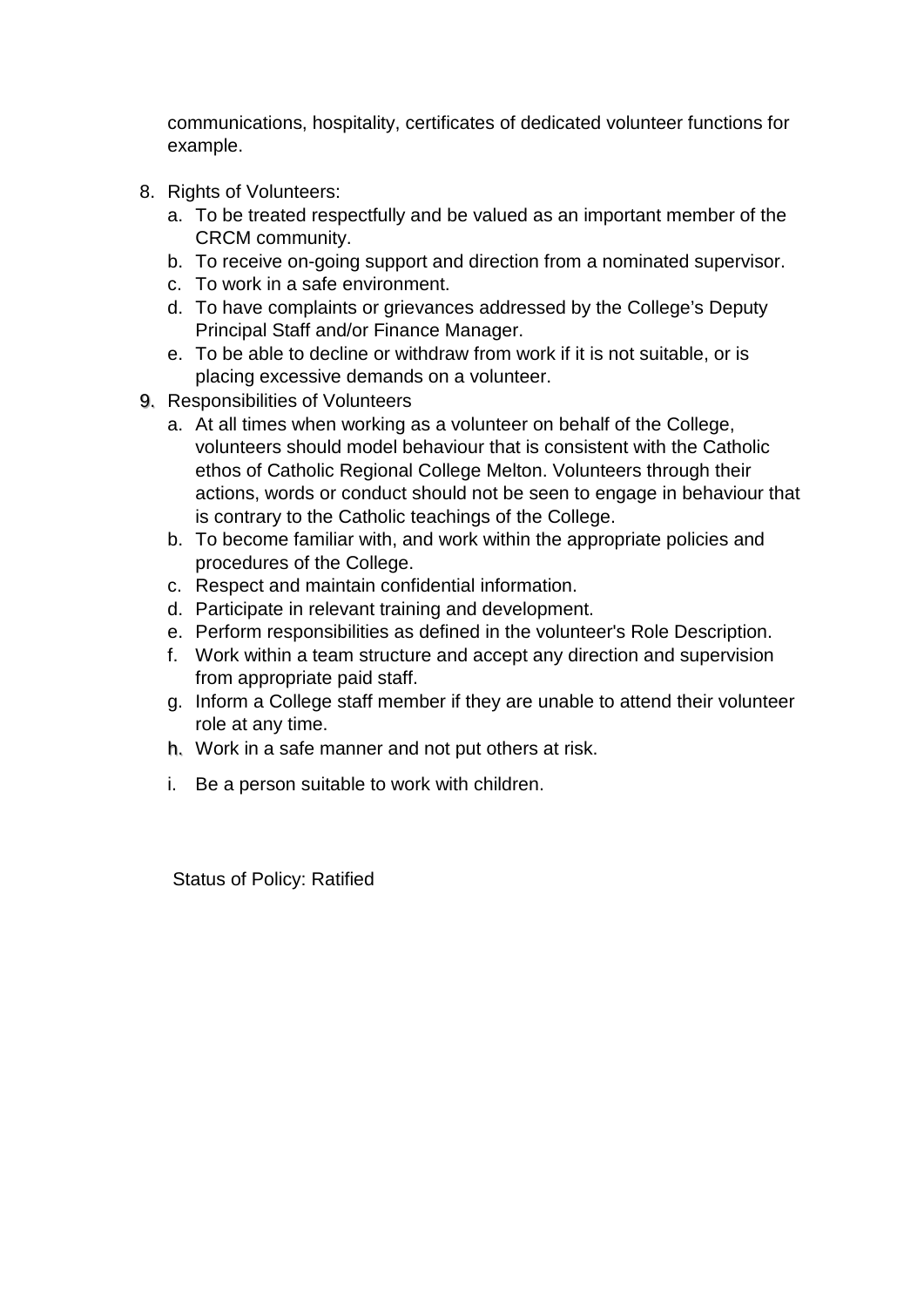communications, hospitality, certificates of dedicated volunteer functions for example.

8. Rights of Volunteers:
   a. To be treated respectfully and be valued as an important member of the CRCM community.
   b. To receive on-going support and direction from a nominated supervisor.
   c. To work in a safe environment.
   d. To have complaints or grievances addressed by the College's Deputy Principal Staff and/or Finance Manager.
   e. To be able to decline or withdraw from work if it is not suitable, or is placing excessive demands on a volunteer.
9. Responsibilities of Volunteers
   a. At all times when working as a volunteer on behalf of the College, volunteers should model behaviour that is consistent with the Catholic ethos of Catholic Regional College Melton. Volunteers through their actions, words or conduct should not be seen to engage in behaviour that is contrary to the Catholic teachings of the College.
   b. To become familiar with, and work within the appropriate policies and procedures of the College.
   c. Respect and maintain confidential information.
   d. Participate in relevant training and development.
   e. Perform responsibilities as defined in the volunteer's Role Description.
   f. Work within a team structure and accept any direction and supervision from appropriate paid staff.
   g. Inform a College staff member if they are unable to attend their volunteer role at any time.
   h. Work in a safe manner and not put others at risk.
   i. Be a person suitable to work with children.

Status of Policy: Ratified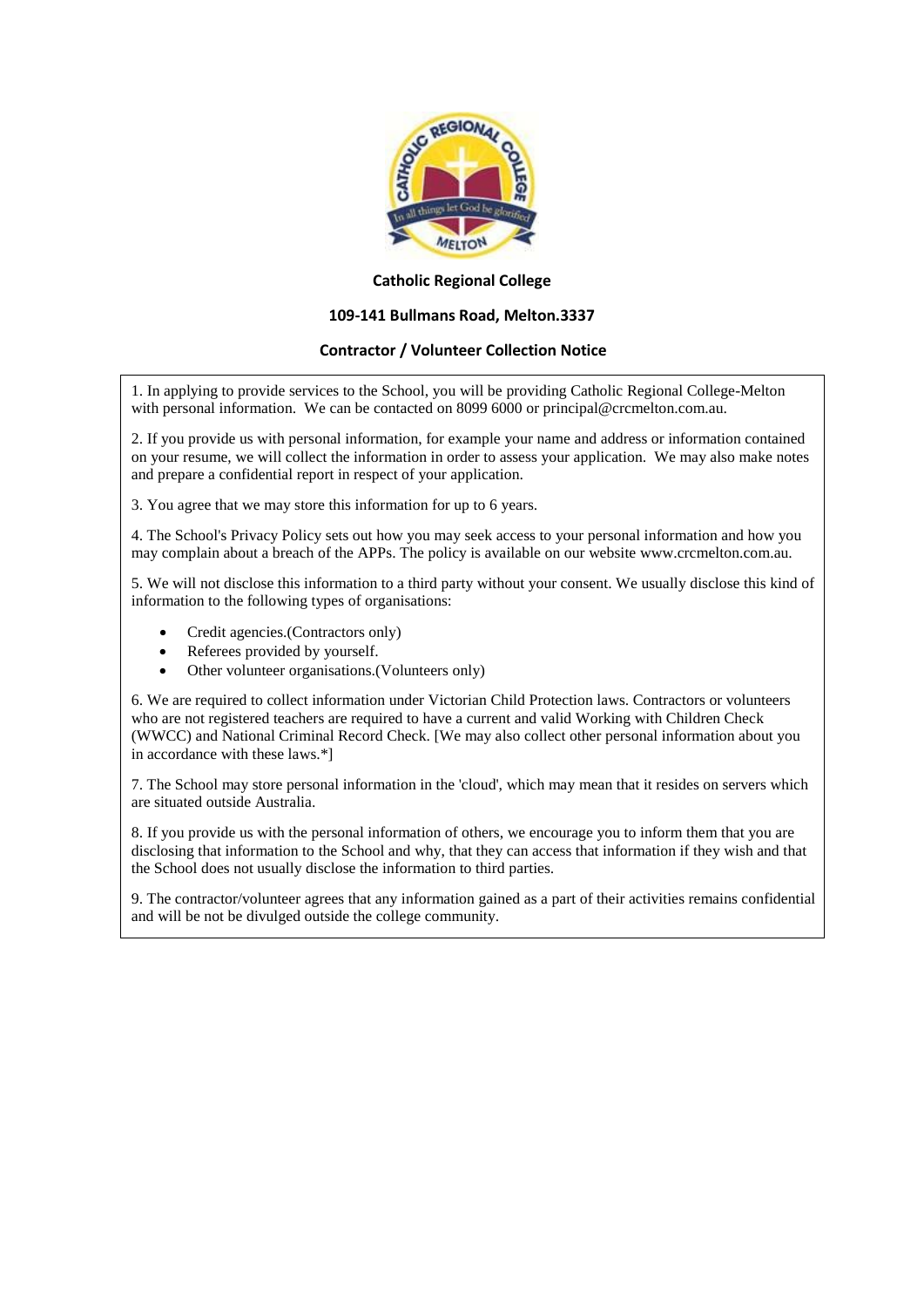**Catholic Regional College**

**109-141 Bullmans Road, Melton.3337**

**Contractor / Volunteer Collection Notice**

1. In applying to provide services to the School, you will be providing Catholic Regional College-Melton with personal information. We can be contacted on 8099 6000 or principal@crcmelton.com.au.

2. If you provide us with personal information, for example your name and address or information contained on your resume, we will collect the information in order to assess your application. We may also make notes and prepare a confidential report in respect of your application.

3. You agree that we may store this information for up to 6 years.

4. The School's Privacy Policy sets out how you may seek access to your personal information and how you may complain about a breach of the APPs. The policy is available on our website www.crcmelton.com.au.

5. We will not disclose this information to a third party without your consent. We usually disclose this kind of information to the following types of organisations:

- Credit agencies.(Contractors only)
- Referees provided by yourself.
- Other volunteer organisations.(Volunteers only)

6. We are required to collect information under Victorian Child Protection laws. Contractors or volunteers who are not registered teachers are required to have a current and valid Working with Children Check (WWCC) and National Criminal Record Check. [We may also collect other personal information about you in accordance with these laws.*]

7. The School may store personal information in the 'cloud', which may mean that it resides on servers which are situated outside Australia.

8. If you provide us with the personal information of others, we encourage you to inform them that you are disclosing that information to the School and why, that they can access that information if they wish and that the School does not usually disclose the information to third parties.

9. The contractor/volunteer agrees that any information gained as a part of their activities remains confidential and will be not be divulged outside the college community.